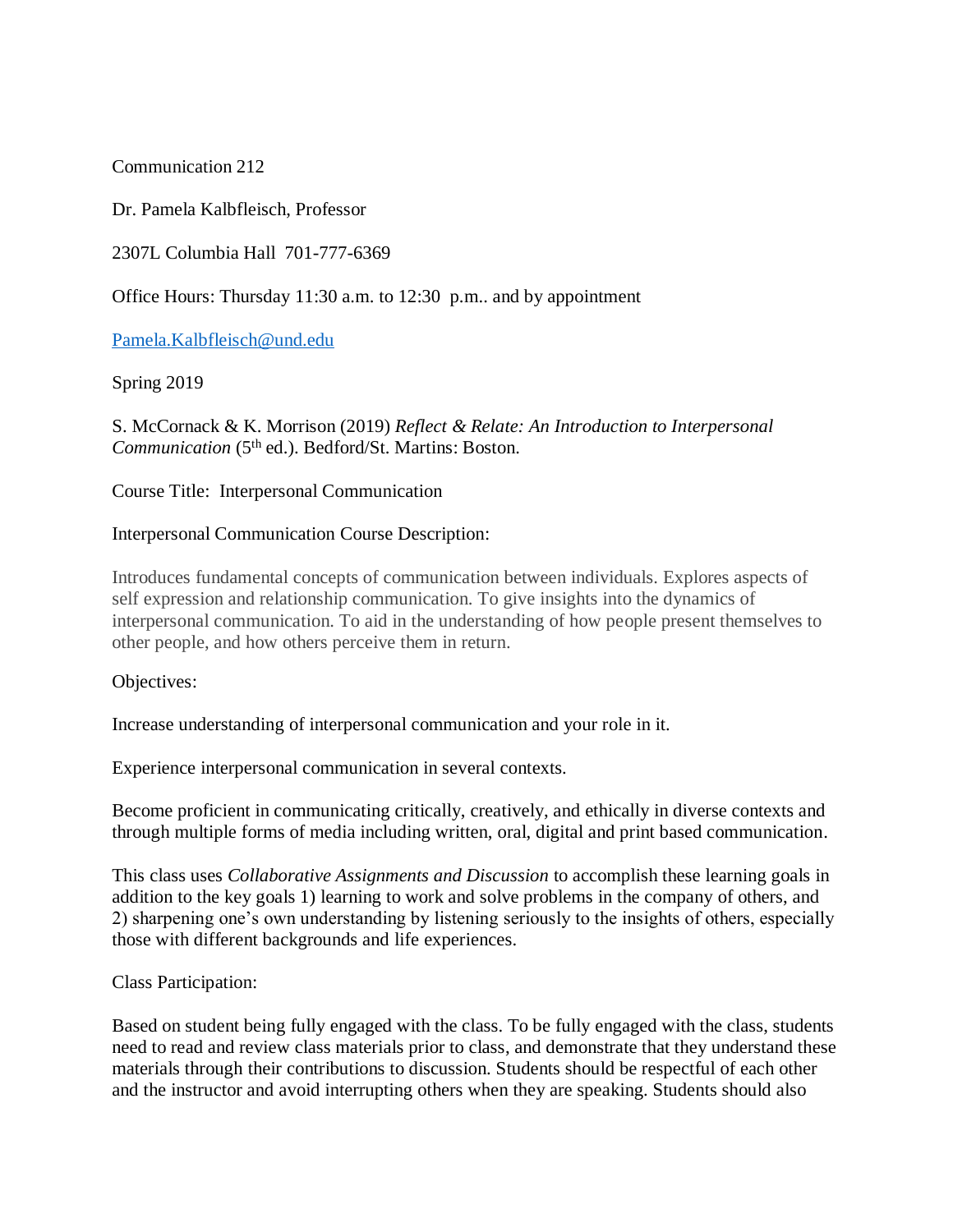Communication 212

Dr. Pamela Kalbfleisch, Professor

2307L Columbia Hall 701-777-6369

Office Hours: Thursday 11:30 a.m. to 12:30 p.m.. and by appointment

Pamela.Kalbfleisch@und.edu

Spring 2019

S. McCornack & K. Morrison (2019) *Reflect & Relate: An Introduction to Interpersonal Communication* (5th ed.). Bedford/St. Martins: Boston.

Course Title: Interpersonal Communication

Interpersonal Communication Course Description:

Introduces fundamental concepts of communication between individuals. Explores aspects of self expression and relationship communication. To give insights into the dynamics of interpersonal communication. To aid in the understanding of how people present themselves to other people, and how others perceive them in return.

Objectives:

Increase understanding of interpersonal communication and your role in it.

Experience interpersonal communication in several contexts.

Become proficient in communicating critically, creatively, and ethically in diverse contexts and through multiple forms of media including written, oral, digital and print based communication.

This class uses *Collaborative Assignments and Discussion* to accomplish these learning goals in addition to the key goals 1) learning to work and solve problems in the company of others, and 2) sharpening one's own understanding by listening seriously to the insights of others, especially those with different backgrounds and life experiences.

Class Participation:

Based on student being fully engaged with the class. To be fully engaged with the class, students need to read and review class materials prior to class, and demonstrate that they understand these materials through their contributions to discussion. Students should be respectful of each other and the instructor and avoid interrupting others when they are speaking. Students should also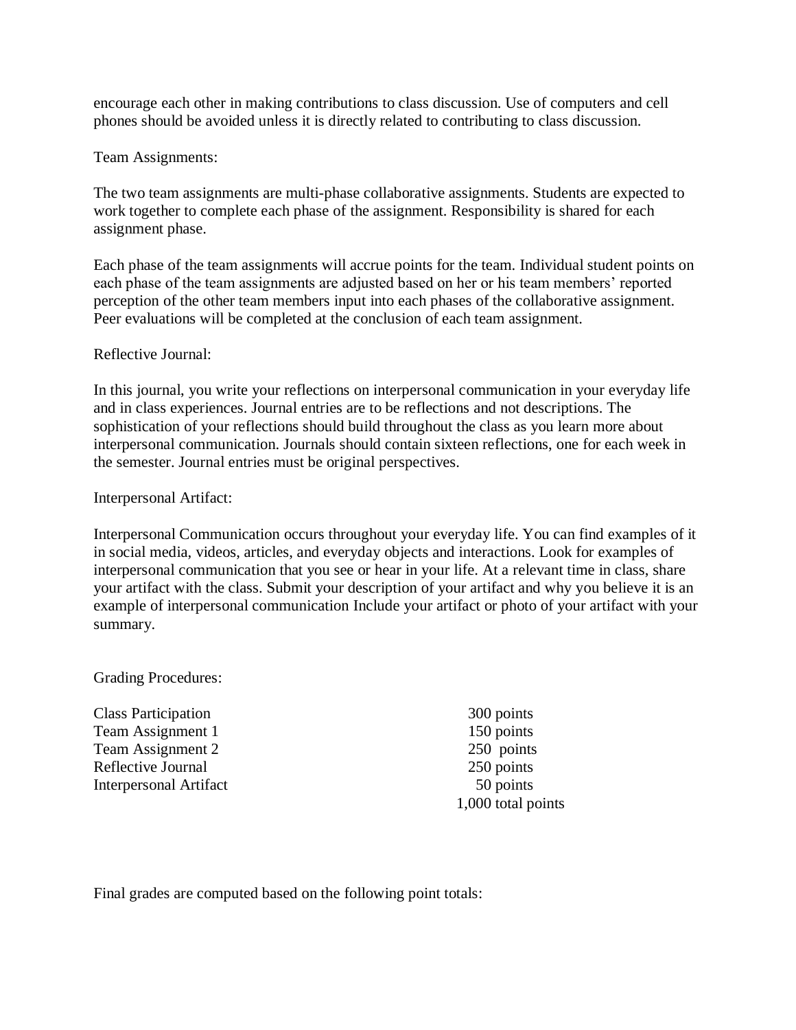encourage each other in making contributions to class discussion. Use of computers and cell phones should be avoided unless it is directly related to contributing to class discussion.

Team Assignments:

The two team assignments are multi-phase collaborative assignments. Students are expected to work together to complete each phase of the assignment. Responsibility is shared for each assignment phase.

Each phase of the team assignments will accrue points for the team. Individual student points on each phase of the team assignments are adjusted based on her or his team members' reported perception of the other team members input into each phases of the collaborative assignment. Peer evaluations will be completed at the conclusion of each team assignment.

Reflective Journal:

In this journal, you write your reflections on interpersonal communication in your everyday life and in class experiences. Journal entries are to be reflections and not descriptions. The sophistication of your reflections should build throughout the class as you learn more about interpersonal communication. Journals should contain sixteen reflections, one for each week in the semester. Journal entries must be original perspectives.

Interpersonal Artifact:

Interpersonal Communication occurs throughout your everyday life. You can find examples of it in social media, videos, articles, and everyday objects and interactions. Look for examples of interpersonal communication that you see or hear in your life. At a relevant time in class, share your artifact with the class. Submit your description of your artifact and why you believe it is an example of interpersonal communication Include your artifact or photo of your artifact with your summary.

Grading Procedures:

| | |
|---|---|
| Class Participation | 300 points |
| Team Assignment 1 | 150 points |
| Team Assignment 2 | 250 points |
| Reflective Journal | 250 points |
| Interpersonal Artifact | 50 points |
| | 1,000 total points |

Final grades are computed based on the following point totals: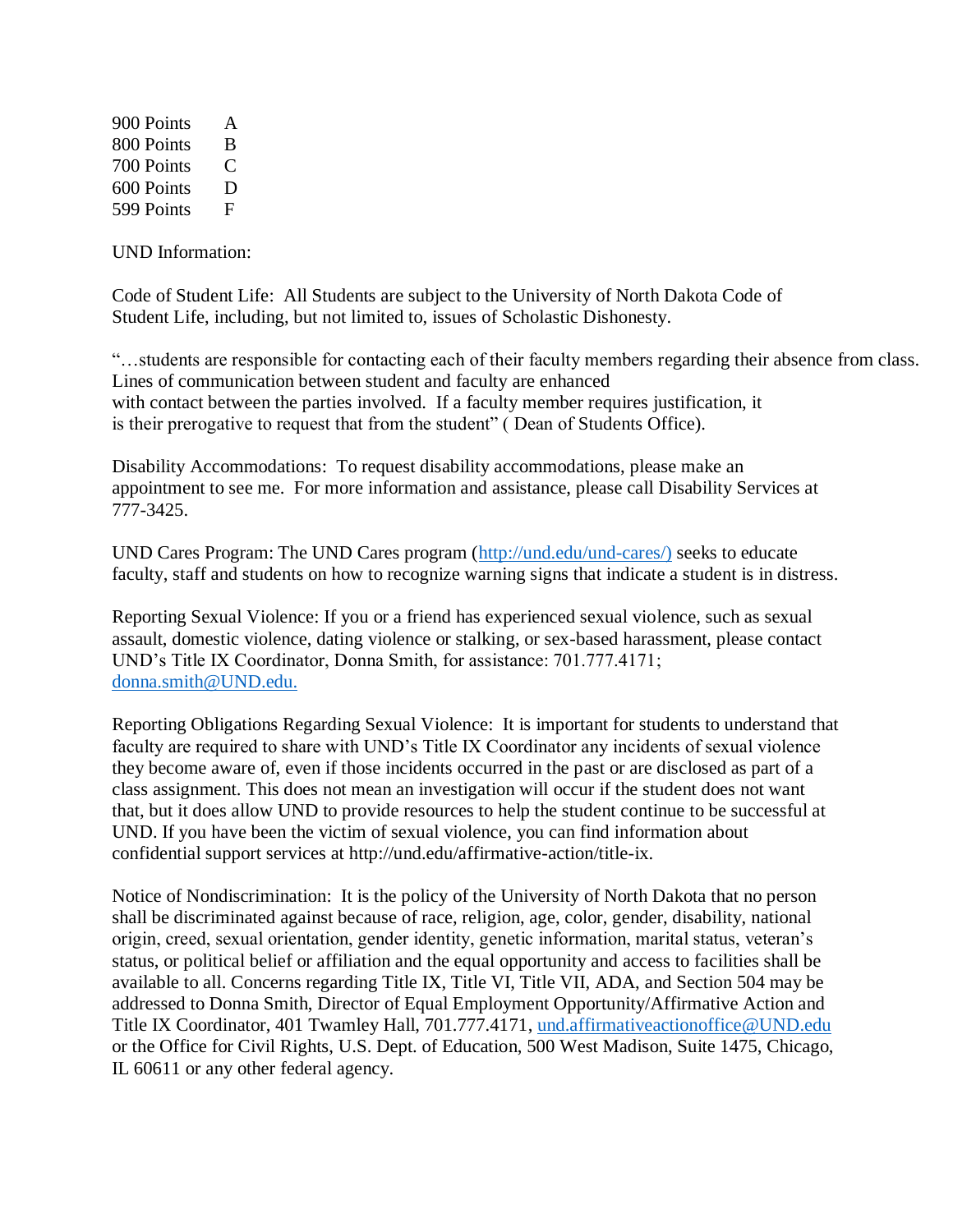| 900 Points | A |
| --- | --- |
| 800 Points | B |
| 700 Points | C |
| 600 Points | D |
| 599 Points | F |

UND Information:

Code of Student Life: All Students are subject to the University of North Dakota Code of Student Life, including, but not limited to, issues of Scholastic Dishonesty.

"…students are responsible for contacting each of their faculty members regarding their absence from class. Lines of communication between student and faculty are enhanced with contact between the parties involved. If a faculty member requires justification, it is their prerogative to request that from the student" ( Dean of Students Office).

Disability Accommodations: To request disability accommodations, please make an appointment to see me. For more information and assistance, please call Disability Services at 777-3425.

UND Cares Program: The UND Cares program (http://und.edu/und-cares/) seeks to educate faculty, staff and students on how to recognize warning signs that indicate a student is in distress.

Reporting Sexual Violence: If you or a friend has experienced sexual violence, such as sexual assault, domestic violence, dating violence or stalking, or sex-based harassment, please contact UND's Title IX Coordinator, Donna Smith, for assistance: 701.777.4171; donna.smith@UND.edu.

Reporting Obligations Regarding Sexual Violence: It is important for students to understand that faculty are required to share with UND's Title IX Coordinator any incidents of sexual violence they become aware of, even if those incidents occurred in the past or are disclosed as part of a class assignment. This does not mean an investigation will occur if the student does not want that, but it does allow UND to provide resources to help the student continue to be successful at UND. If you have been the victim of sexual violence, you can find information about confidential support services at http://und.edu/affirmative-action/title-ix.

Notice of Nondiscrimination: It is the policy of the University of North Dakota that no person shall be discriminated against because of race, religion, age, color, gender, disability, national origin, creed, sexual orientation, gender identity, genetic information, marital status, veteran's status, or political belief or affiliation and the equal opportunity and access to facilities shall be available to all. Concerns regarding Title IX, Title VI, Title VII, ADA, and Section 504 may be addressed to Donna Smith, Director of Equal Employment Opportunity/Affirmative Action and Title IX Coordinator, 401 Twamley Hall, 701.777.4171, und.affirmativeactionoffice@UND.edu or the Office for Civil Rights, U.S. Dept. of Education, 500 West Madison, Suite 1475, Chicago, IL 60611 or any other federal agency.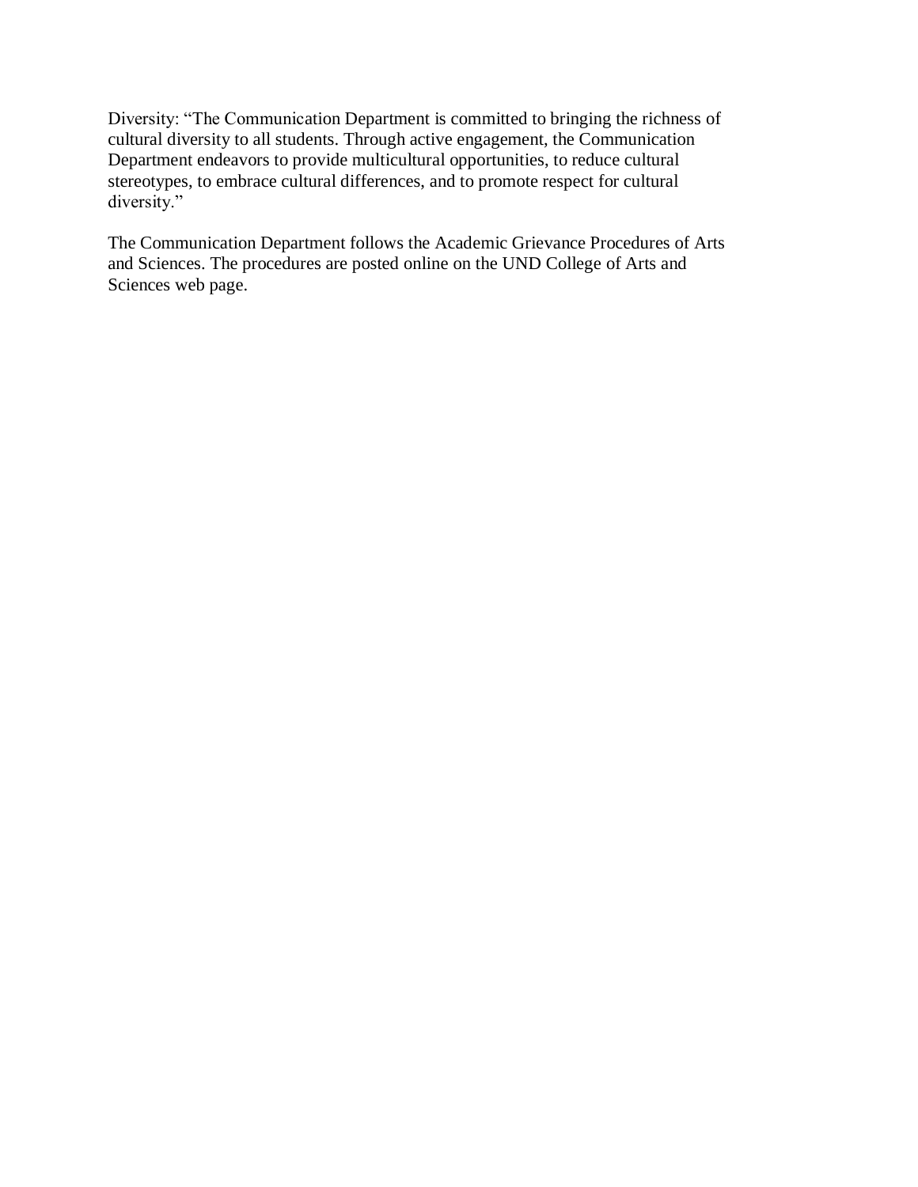Diversity: “The Communication Department is committed to bringing the richness of cultural diversity to all students. Through active engagement, the Communication Department endeavors to provide multicultural opportunities, to reduce cultural stereotypes, to embrace cultural differences, and to promote respect for cultural diversity.”

The Communication Department follows the Academic Grievance Procedures of Arts and Sciences. The procedures are posted online on the UND College of Arts and Sciences web page.